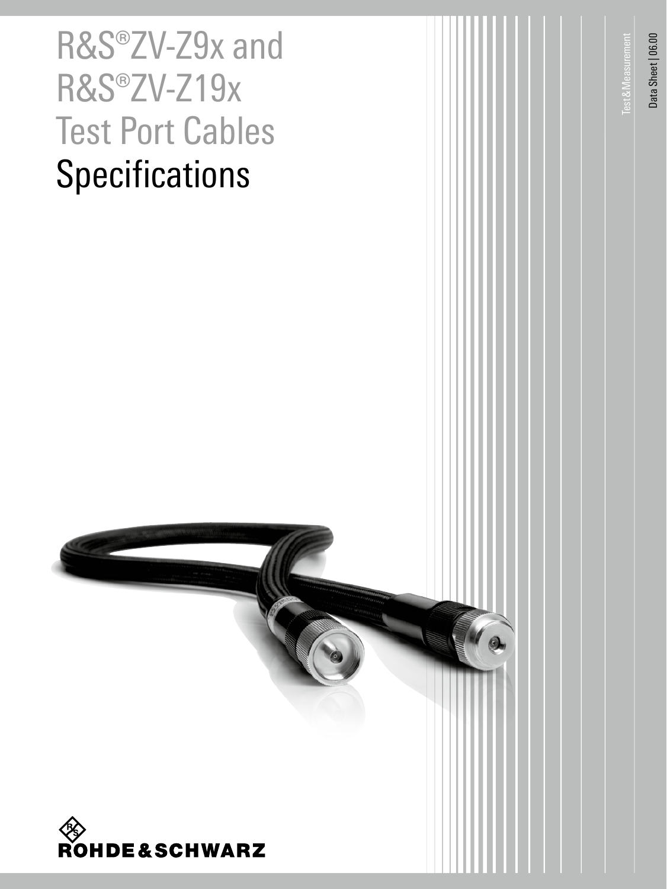# R&S®ZV-Z9x and R&S®ZV-Z19x Test Port Cables

## Specifications

Test & Measurement

Data Sheet | 06.00

ROHDE&SCHWARZ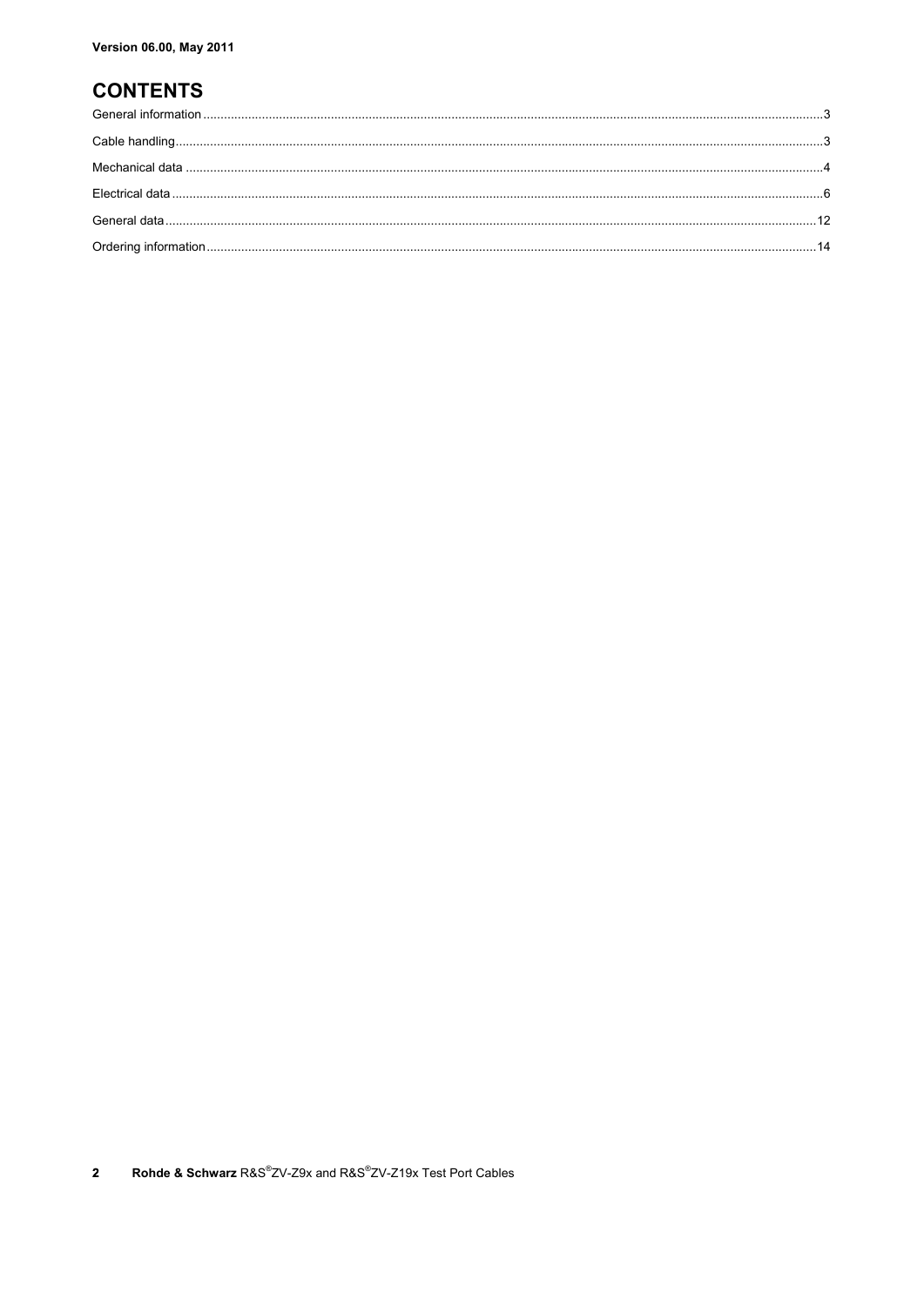Version 06.00, May 2011

# CONTENTS

General information ..... 3

Cable handling ..... 3

Mechanical data ..... 4

Electrical data ..... 6

General data ..... 12

Ordering information ..... 14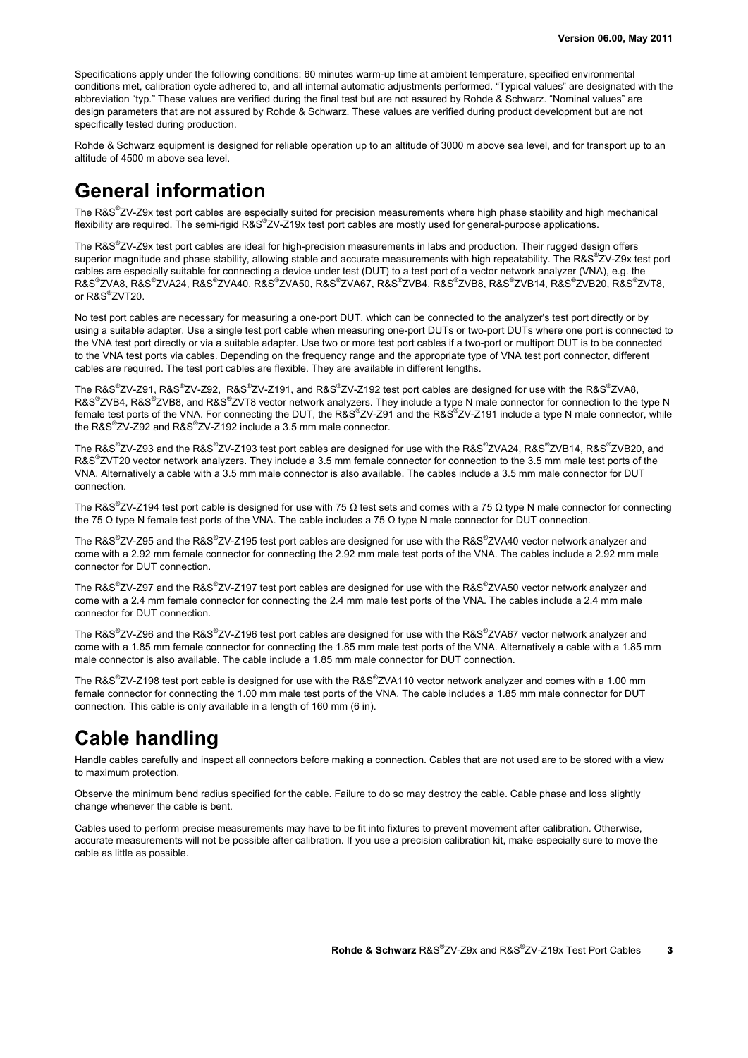Specifications apply under the following conditions: 60 minutes warm-up time at ambient temperature, specified environmental conditions met, calibration cycle adhered to, and all internal automatic adjustments performed. "Typical values" are designated with the abbreviation "typ." These values are verified during the final test but are not assured by Rohde & Schwarz. "Nominal values" are design parameters that are not assured by Rohde & Schwarz. These values are verified during product development but are not specifically tested during production.

Rohde & Schwarz equipment is designed for reliable operation up to an altitude of 3000 m above sea level, and for transport up to an altitude of 4500 m above sea level.

# General information

The R&S®ZV-Z9x test port cables are especially suited for precision measurements where high phase stability and high mechanical flexibility are required. The semi-rigid R&S®ZV-Z19x test port cables are mostly used for general-purpose applications.

The R&S®ZV-Z9x test port cables are ideal for high-precision measurements in labs and production. Their rugged design offers superior magnitude and phase stability, allowing stable and accurate measurements with high repeatability. The R&S®ZV-Z9x test port cables are especially suitable for connecting a device under test (DUT) to a test port of a vector network analyzer (VNA), e.g. the R&S®ZVA8, R&S®ZVA24, R&S®ZVA40, R&S®ZVA50, R&S®ZVA67, R&S®ZVB4, R&S®ZVB8, R&S®ZVB14, R&S®ZVB20, R&S®ZVT8, or R&S®ZVT20.

No test port cables are necessary for measuring a one-port DUT, which can be connected to the analyzer's test port directly or by using a suitable adapter. Use a single test port cable when measuring one-port DUTs or two-port DUTs where one port is connected to the VNA test port directly or via a suitable adapter. Use two or more test port cables if a two-port or multiport DUT is to be connected to the VNA test ports via cables. Depending on the frequency range and the appropriate type of VNA test port connector, different cables are required. The test port cables are flexible. They are available in different lengths.

The R&S®ZV-Z91, R&S®ZV-Z92, R&S®ZV-Z191, and R&S®ZV-Z192 test port cables are designed for use with the R&S®ZVA8, R&S®ZVB4, R&S®ZVB8, and R&S®ZVT8 vector network analyzers. They include a type N male connector for connection to the type N female test ports of the VNA. For connecting the DUT, the R&S®ZV-Z91 and the R&S®ZV-Z191 include a type N male connector, while the R&S®ZV-Z92 and R&S®ZV-Z192 include a 3.5 mm male connector.

The R&S®ZV-Z93 and the R&S®ZV-Z193 test port cables are designed for use with the R&S®ZVA24, R&S®ZVB14, R&S®ZVB20, and R&S®ZVT20 vector network analyzers. They include a 3.5 mm female connector for connection to the 3.5 mm male test ports of the VNA. Alternatively a cable with a 3.5 mm male connector is also available. The cables include a 3.5 mm male connector for DUT connection.

The R&S®ZV-Z194 test port cable is designed for use with 75 Ω test sets and comes with a 75 Ω type N male connector for connecting the 75 Ω type N female test ports of the VNA. The cable includes a 75 Ω type N male connector for DUT connection.

The R&S®ZV-Z95 and the R&S®ZV-Z195 test port cables are designed for use with the R&S®ZVA40 vector network analyzer and come with a 2.92 mm female connector for connecting the 2.92 mm male test ports of the VNA. The cables include a 2.92 mm male connector for DUT connection.

The R&S®ZV-Z97 and the R&S®ZV-Z197 test port cables are designed for use with the R&S®ZVA50 vector network analyzer and come with a 2.4 mm female connector for connecting the 2.4 mm male test ports of the VNA. The cables include a 2.4 mm male connector for DUT connection.

The R&S®ZV-Z96 and the R&S®ZV-Z196 test port cables are designed for use with the R&S®ZVA67 vector network analyzer and come with a 1.85 mm female connector for connecting the 1.85 mm male test ports of the VNA. Alternatively a cable with a 1.85 mm male connector is also available. The cable include a 1.85 mm male connector for DUT connection.

The R&S®ZV-Z198 test port cable is designed for use with the R&S®ZVA110 vector network analyzer and comes with a 1.00 mm female connector for connecting the 1.00 mm male test ports of the VNA. The cable includes a 1.85 mm male connector for DUT connection. This cable is only available in a length of 160 mm (6 in).

# Cable handling

Handle cables carefully and inspect all connectors before making a connection. Cables that are not used are to be stored with a view to maximum protection.

Observe the minimum bend radius specified for the cable. Failure to do so may destroy the cable. Cable phase and loss slightly change whenever the cable is bent.

Cables used to perform precise measurements may have to be fit into fixtures to prevent movement after calibration. Otherwise, accurate measurements will not be possible after calibration. If you use a precision calibration kit, make especially sure to move the cable as little as possible.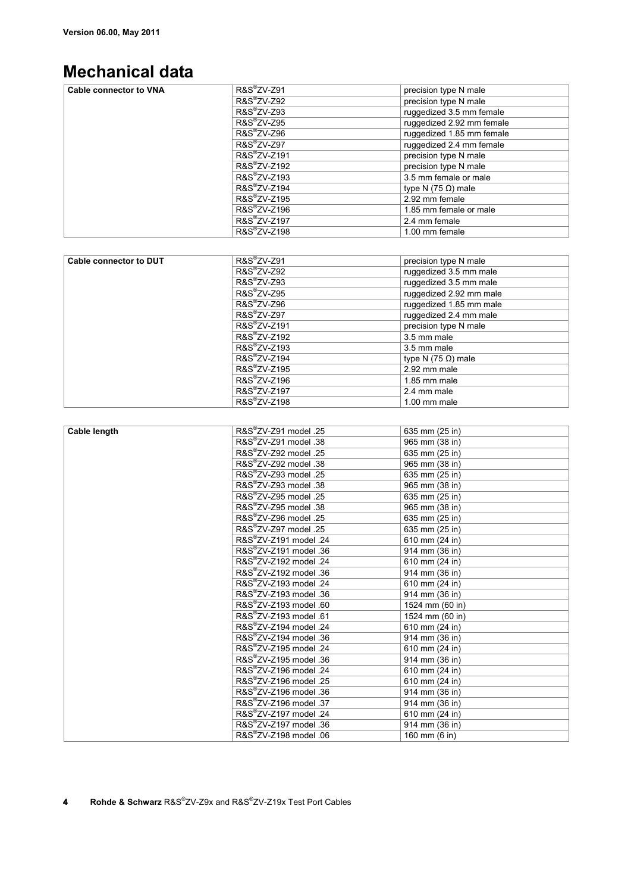# Mechanical data

| Cable connector to VNA | R&S®ZV-Z91 | precision type N male |
|---|---|---|
| | R&S®ZV-Z92 | precision type N male |
| | R&S®ZV-Z93 | ruggedized 3.5 mm female |
| | R&S®ZV-Z95 | ruggedized 2.92 mm female |
| | R&S®ZV-Z96 | ruggedized 1.85 mm female |
| | R&S®ZV-Z97 | ruggedized 2.4 mm female |
| | R&S®ZV-Z191 | precision type N male |
| | R&S®ZV-Z192 | precision type N male |
| | R&S®ZV-Z193 | 3.5 mm female or male |
| | R&S®ZV-Z194 | type N (75 Ω) male |
| | R&S®ZV-Z195 | 2.92 mm female |
| | R&S®ZV-Z196 | 1.85 mm female or male |
| | R&S®ZV-Z197 | 2.4 mm female |
| | R&S®ZV-Z198 | 1.00 mm female |

| Cable connector to DUT | R&S®ZV-Z91 | precision type N male |
|---|---|---|
| | R&S®ZV-Z92 | ruggedized 3.5 mm male |
| | R&S®ZV-Z93 | ruggedized 3.5 mm male |
| | R&S®ZV-Z95 | ruggedized 2.92 mm male |
| | R&S®ZV-Z96 | ruggedized 1.85 mm male |
| | R&S®ZV-Z97 | ruggedized 2.4 mm male |
| | R&S®ZV-Z191 | precision type N male |
| | R&S®ZV-Z192 | 3.5 mm male |
| | R&S®ZV-Z193 | 3.5 mm male |
| | R&S®ZV-Z194 | type N (75 Ω) male |
| | R&S®ZV-Z195 | 2.92 mm male |
| | R&S®ZV-Z196 | 1.85 mm male |
| | R&S®ZV-Z197 | 2.4 mm male |
| | R&S®ZV-Z198 | 1.00 mm male |

| Cable length | R&S®ZV-Z91 model .25 | 635 mm (25 in) |
|---|---|---|
| | R&S®ZV-Z91 model .38 | 965 mm (38 in) |
| | R&S®ZV-Z92 model .25 | 635 mm (25 in) |
| | R&S®ZV-Z92 model .38 | 965 mm (38 in) |
| | R&S®ZV-Z93 model .25 | 635 mm (25 in) |
| | R&S®ZV-Z93 model .38 | 965 mm (38 in) |
| | R&S®ZV-Z95 model .25 | 635 mm (25 in) |
| | R&S®ZV-Z95 model .38 | 965 mm (38 in) |
| | R&S®ZV-Z96 model .25 | 635 mm (25 in) |
| | R&S®ZV-Z97 model .25 | 635 mm (25 in) |
| | R&S®ZV-Z191 model .24 | 610 mm (24 in) |
| | R&S®ZV-Z191 model .36 | 914 mm (36 in) |
| | R&S®ZV-Z192 model .24 | 610 mm (24 in) |
| | R&S®ZV-Z192 model .36 | 914 mm (36 in) |
| | R&S®ZV-Z193 model .24 | 610 mm (24 in) |
| | R&S®ZV-Z193 model .36 | 914 mm (36 in) |
| | R&S®ZV-Z193 model .60 | 1524 mm (60 in) |
| | R&S®ZV-Z193 model .61 | 1524 mm (60 in) |
| | R&S®ZV-Z194 model .24 | 610 mm (24 in) |
| | R&S®ZV-Z194 model .36 | 914 mm (36 in) |
| | R&S®ZV-Z195 model .24 | 610 mm (24 in) |
| | R&S®ZV-Z195 model .36 | 914 mm (36 in) |
| | R&S®ZV-Z196 model .24 | 610 mm (24 in) |
| | R&S®ZV-Z196 model .25 | 610 mm (24 in) |
| | R&S®ZV-Z196 model .36 | 914 mm (36 in) |
| | R&S®ZV-Z196 model .37 | 914 mm (36 in) |
| | R&S®ZV-Z197 model .24 | 610 mm (24 in) |
| | R&S®ZV-Z197 model .36 | 914 mm (36 in) |
| | R&S®ZV-Z198 model .06 | 160 mm (6 in) |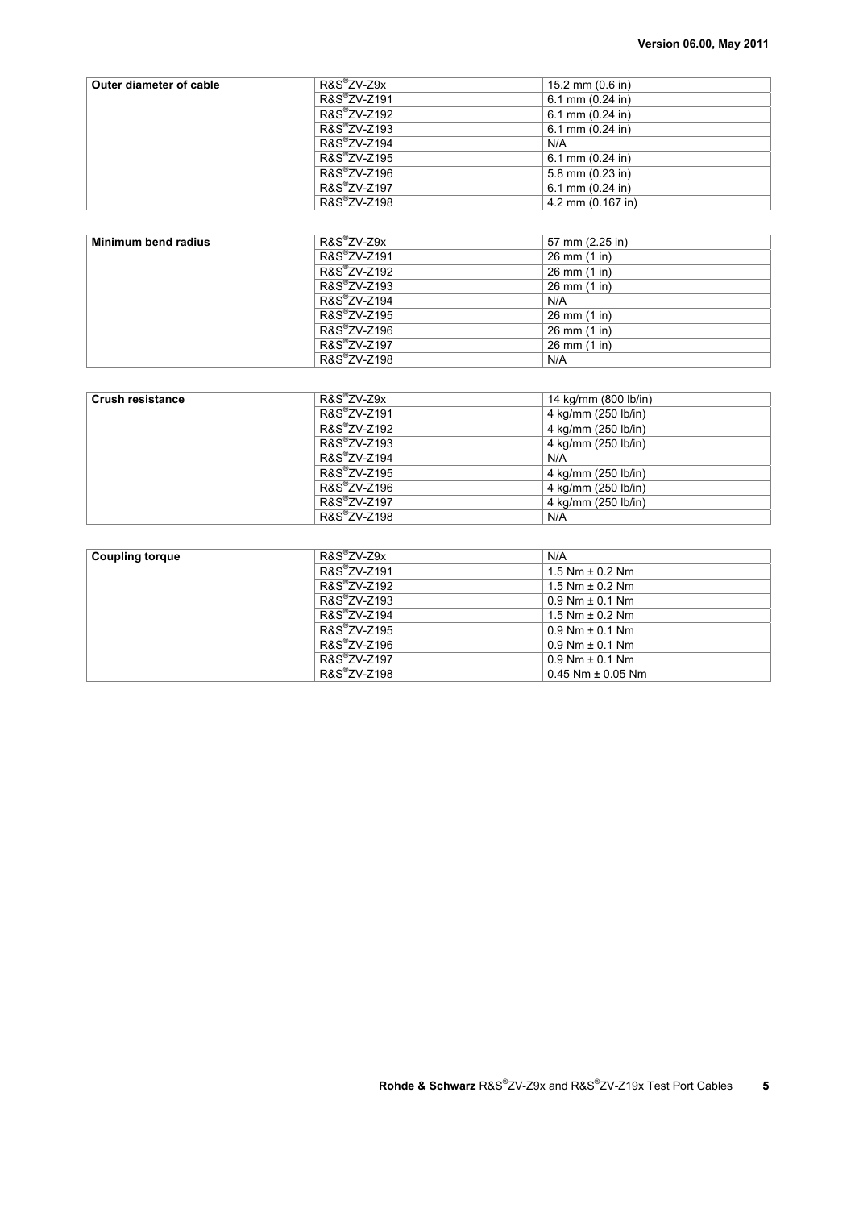| Outer diameter of cable | R&S®ZV-Z9x | 15.2 mm (0.6 in) |
| --- | --- | --- |
| | R&S®ZV-Z191 | 6.1 mm (0.24 in) |
| | R&S®ZV-Z192 | 6.1 mm (0.24 in) |
| | R&S®ZV-Z193 | 6.1 mm (0.24 in) |
| | R&S®ZV-Z194 | N/A |
| | R&S®ZV-Z195 | 6.1 mm (0.24 in) |
| | R&S®ZV-Z196 | 5.8 mm (0.23 in) |
| | R&S®ZV-Z197 | 6.1 mm (0.24 in) |
| | R&S®ZV-Z198 | 4.2 mm (0.167 in) |

| Minimum bend radius | R&S®ZV-Z9x | 57 mm (2.25 in) |
| --- | --- | --- |
| | R&S®ZV-Z191 | 26 mm (1 in) |
| | R&S®ZV-Z192 | 26 mm (1 in) |
| | R&S®ZV-Z193 | 26 mm (1 in) |
| | R&S®ZV-Z194 | N/A |
| | R&S®ZV-Z195 | 26 mm (1 in) |
| | R&S®ZV-Z196 | 26 mm (1 in) |
| | R&S®ZV-Z197 | 26 mm (1 in) |
| | R&S®ZV-Z198 | N/A |

| Crush resistance | R&S®ZV-Z9x | 14 kg/mm (800 lb/in) |
| --- | --- | --- |
| | R&S®ZV-Z191 | 4 kg/mm (250 lb/in) |
| | R&S®ZV-Z192 | 4 kg/mm (250 lb/in) |
| | R&S®ZV-Z193 | 4 kg/mm (250 lb/in) |
| | R&S®ZV-Z194 | N/A |
| | R&S®ZV-Z195 | 4 kg/mm (250 lb/in) |
| | R&S®ZV-Z196 | 4 kg/mm (250 lb/in) |
| | R&S®ZV-Z197 | 4 kg/mm (250 lb/in) |
| | R&S®ZV-Z198 | N/A |

| Coupling torque | R&S®ZV-Z9x | N/A |
| --- | --- | --- |
| | R&S®ZV-Z191 | 1.5 Nm ± 0.2 Nm |
| | R&S®ZV-Z192 | 1.5 Nm ± 0.2 Nm |
| | R&S®ZV-Z193 | 0.9 Nm ± 0.1 Nm |
| | R&S®ZV-Z194 | 1.5 Nm ± 0.2 Nm |
| | R&S®ZV-Z195 | 0.9 Nm ± 0.1 Nm |
| | R&S®ZV-Z196 | 0.9 Nm ± 0.1 Nm |
| | R&S®ZV-Z197 | 0.9 Nm ± 0.1 Nm |
| | R&S®ZV-Z198 | 0.45 Nm ± 0.05 Nm |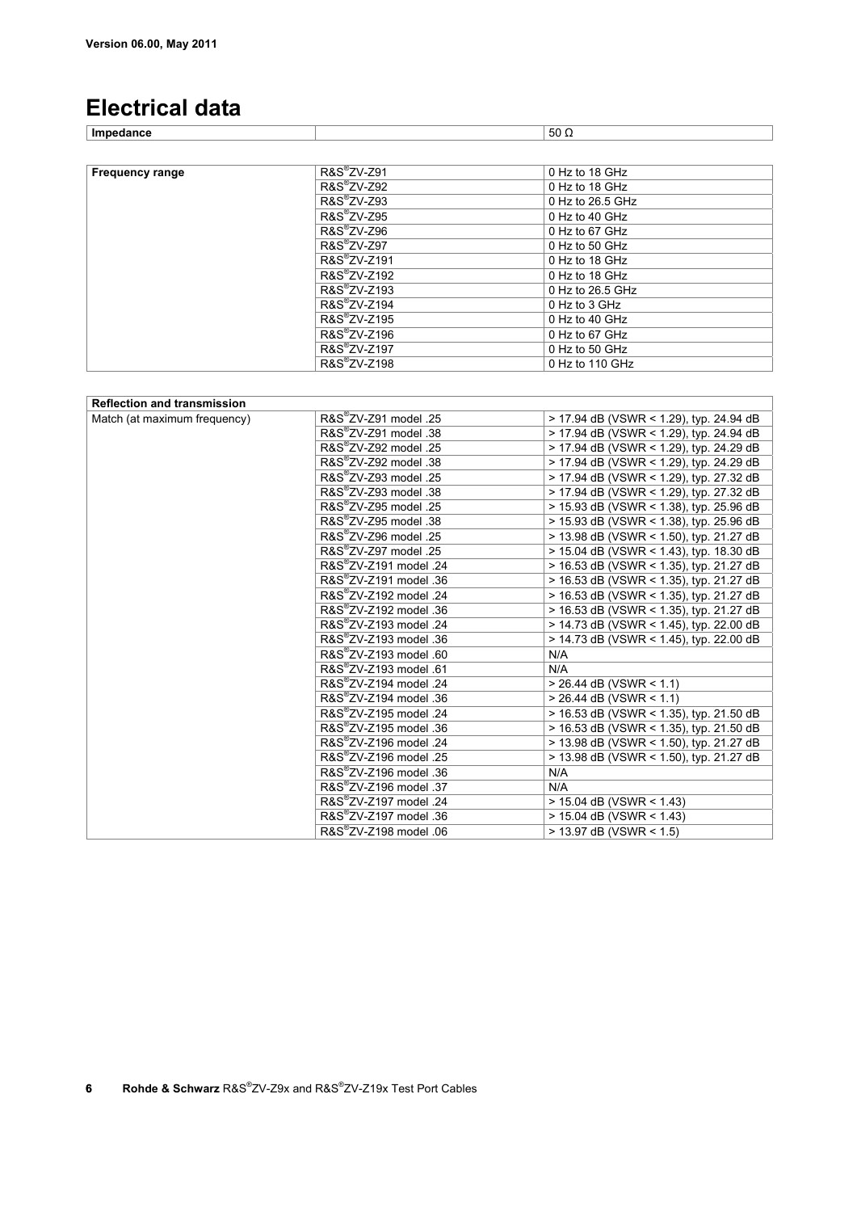Version 06.00, May 2011

# Electrical data

| Impedance | | 50 Ω |
|---|---|---|

| Frequency range | | |
|---|---|---|
| | R&S®ZV-Z91 | 0 Hz to 18 GHz |
| | R&S®ZV-Z92 | 0 Hz to 18 GHz |
| | R&S®ZV-Z93 | 0 Hz to 26.5 GHz |
| | R&S®ZV-Z95 | 0 Hz to 40 GHz |
| | R&S®ZV-Z96 | 0 Hz to 67 GHz |
| | R&S®ZV-Z97 | 0 Hz to 50 GHz |
| | R&S®ZV-Z191 | 0 Hz to 18 GHz |
| | R&S®ZV-Z192 | 0 Hz to 18 GHz |
| | R&S®ZV-Z193 | 0 Hz to 26.5 GHz |
| | R&S®ZV-Z194 | 0 Hz to 3 GHz |
| | R&S®ZV-Z195 | 0 Hz to 40 GHz |
| | R&S®ZV-Z196 | 0 Hz to 67 GHz |
| | R&S®ZV-Z197 | 0 Hz to 50 GHz |
| | R&S®ZV-Z198 | 0 Hz to 110 GHz |

| Reflection and transmission | | |
|---|---|---|
| Match (at maximum frequency) | R&S®ZV-Z91 model .25 | > 17.94 dB (VSWR < 1.29), typ. 24.94 dB |
| | R&S®ZV-Z91 model .38 | > 17.94 dB (VSWR < 1.29), typ. 24.94 dB |
| | R&S®ZV-Z92 model .25 | > 17.94 dB (VSWR < 1.29), typ. 24.29 dB |
| | R&S®ZV-Z92 model .38 | > 17.94 dB (VSWR < 1.29), typ. 24.29 dB |
| | R&S®ZV-Z93 model .25 | > 17.94 dB (VSWR < 1.29), typ. 27.32 dB |
| | R&S®ZV-Z93 model .38 | > 17.94 dB (VSWR < 1.29), typ. 27.32 dB |
| | R&S®ZV-Z95 model .25 | > 15.93 dB (VSWR < 1.38), typ. 25.96 dB |
| | R&S®ZV-Z95 model .38 | > 15.93 dB (VSWR < 1.38), typ. 25.96 dB |
| | R&S®ZV-Z96 model .25 | > 13.98 dB (VSWR < 1.50), typ. 21.27 dB |
| | R&S®ZV-Z97 model .25 | > 15.04 dB (VSWR < 1.43), typ. 18.30 dB |
| | R&S®ZV-Z191 model .24 | > 16.53 dB (VSWR < 1.35), typ. 21.27 dB |
| | R&S®ZV-Z191 model .36 | > 16.53 dB (VSWR < 1.35), typ. 21.27 dB |
| | R&S®ZV-Z192 model .24 | > 16.53 dB (VSWR < 1.35), typ. 21.27 dB |
| | R&S®ZV-Z192 model .36 | > 16.53 dB (VSWR < 1.35), typ. 21.27 dB |
| | R&S®ZV-Z193 model .24 | > 14.73 dB (VSWR < 1.45), typ. 22.00 dB |
| | R&S®ZV-Z193 model .36 | > 14.73 dB (VSWR < 1.45), typ. 22.00 dB |
| | R&S®ZV-Z193 model .60 | N/A |
| | R&S®ZV-Z193 model .61 | N/A |
| | R&S®ZV-Z194 model .24 | > 26.44 dB (VSWR < 1.1) |
| | R&S®ZV-Z194 model .36 | > 26.44 dB (VSWR < 1.1) |
| | R&S®ZV-Z195 model .24 | > 16.53 dB (VSWR < 1.35), typ. 21.50 dB |
| | R&S®ZV-Z195 model .36 | > 16.53 dB (VSWR < 1.35), typ. 21.50 dB |
| | R&S®ZV-Z196 model .24 | > 13.98 dB (VSWR < 1.50), typ. 21.27 dB |
| | R&S®ZV-Z196 model .25 | > 13.98 dB (VSWR < 1.50), typ. 21.27 dB |
| | R&S®ZV-Z196 model .36 | N/A |
| | R&S®ZV-Z196 model .37 | N/A |
| | R&S®ZV-Z197 model .24 | > 15.04 dB (VSWR < 1.43) |
| | R&S®ZV-Z197 model .36 | > 15.04 dB (VSWR < 1.43) |
| | R&S®ZV-Z198 model .06 | > 13.97 dB (VSWR < 1.5) |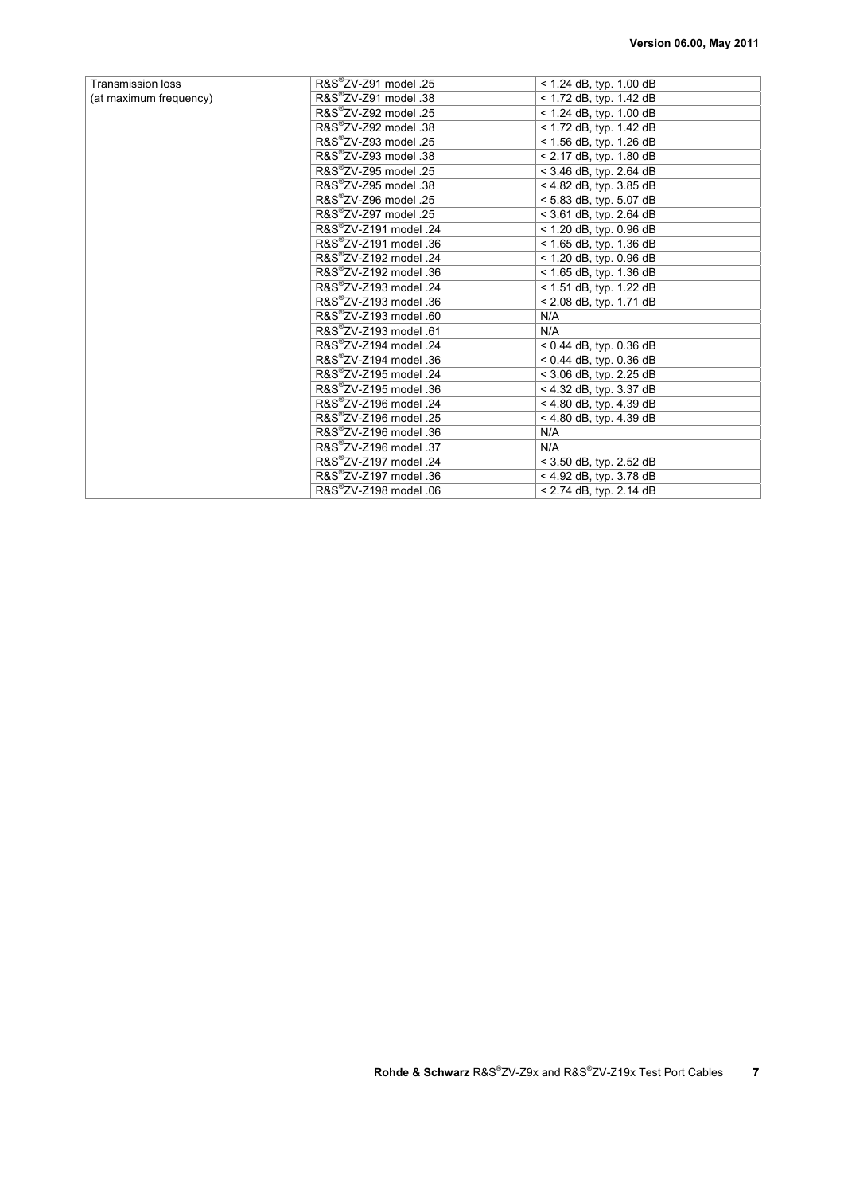| | | |
|---|---|---|
| Transmission loss (at maximum frequency) | R&S®ZV-Z91 model .25 | < 1.24 dB, typ. 1.00 dB |
| | R&S®ZV-Z91 model .38 | < 1.72 dB, typ. 1.42 dB |
| | R&S®ZV-Z92 model .25 | < 1.24 dB, typ. 1.00 dB |
| | R&S®ZV-Z92 model .38 | < 1.72 dB, typ. 1.42 dB |
| | R&S®ZV-Z93 model .25 | < 1.56 dB, typ. 1.26 dB |
| | R&S®ZV-Z93 model .38 | < 2.17 dB, typ. 1.80 dB |
| | R&S®ZV-Z95 model .25 | < 3.46 dB, typ. 2.64 dB |
| | R&S®ZV-Z95 model .38 | < 4.82 dB, typ. 3.85 dB |
| | R&S®ZV-Z96 model .25 | < 5.83 dB, typ. 5.07 dB |
| | R&S®ZV-Z97 model .25 | < 3.61 dB, typ. 2.64 dB |
| | R&S®ZV-Z191 model .24 | < 1.20 dB, typ. 0.96 dB |
| | R&S®ZV-Z191 model .36 | < 1.65 dB, typ. 1.36 dB |
| | R&S®ZV-Z192 model .24 | < 1.20 dB, typ. 0.96 dB |
| | R&S®ZV-Z192 model .36 | < 1.65 dB, typ. 1.36 dB |
| | R&S®ZV-Z193 model .24 | < 1.51 dB, typ. 1.22 dB |
| | R&S®ZV-Z193 model .36 | < 2.08 dB, typ. 1.71 dB |
| | R&S®ZV-Z193 model .60 | N/A |
| | R&S®ZV-Z193 model .61 | N/A |
| | R&S®ZV-Z194 model .24 | < 0.44 dB, typ. 0.36 dB |
| | R&S®ZV-Z194 model .36 | < 0.44 dB, typ. 0.36 dB |
| | R&S®ZV-Z195 model .24 | < 3.06 dB, typ. 2.25 dB |
| | R&S®ZV-Z195 model .36 | < 4.32 dB, typ. 3.37 dB |
| | R&S®ZV-Z196 model .24 | < 4.80 dB, typ. 4.39 dB |
| | R&S®ZV-Z196 model .25 | < 4.80 dB, typ. 4.39 dB |
| | R&S®ZV-Z196 model .36 | N/A |
| | R&S®ZV-Z196 model .37 | N/A |
| | R&S®ZV-Z197 model .24 | < 3.50 dB, typ. 2.52 dB |
| | R&S®ZV-Z197 model .36 | < 4.92 dB, typ. 3.78 dB |
| | R&S®ZV-Z198 model .06 | < 2.74 dB, typ. 2.14 dB |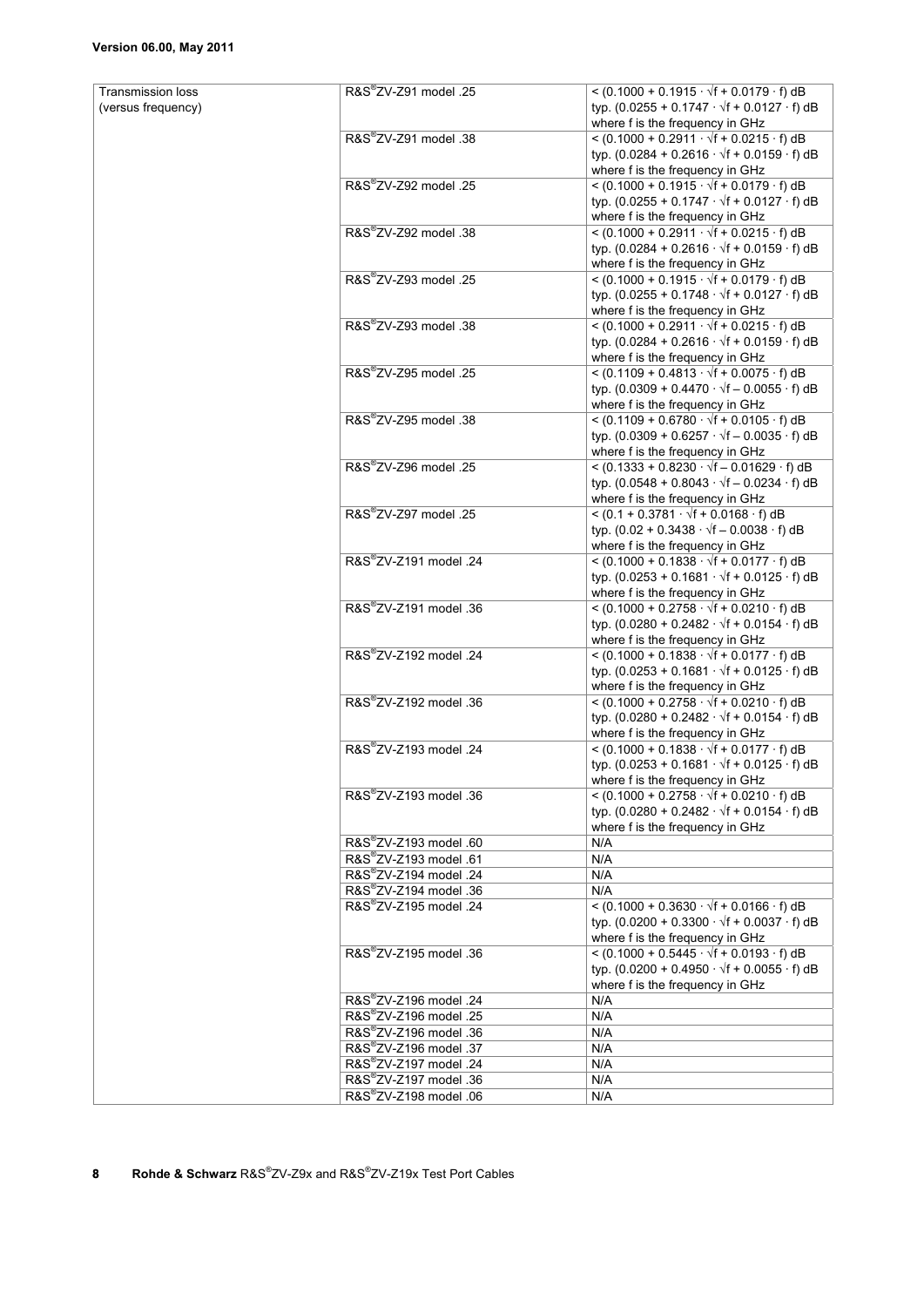**Version 06.00, May 2011**

| | | |
|---|---|---|
| Transmission loss (versus frequency) | R&S®ZV-Z91 model .25 | < $(0.1000 + 0.1915 \cdot \sqrt{f} + 0.0179 \cdot f)$ dB<br>typ. $(0.0255 + 0.1747 \cdot \sqrt{f} + 0.0127 \cdot f)$ dB<br>where f is the frequency in GHz |
| | R&S®ZV-Z91 model .38 | < $(0.1000 + 0.2911 \cdot \sqrt{f} + 0.0215 \cdot f)$ dB<br>typ. $(0.0284 + 0.2616 \cdot \sqrt{f} + 0.0159 \cdot f)$ dB<br>where f is the frequency in GHz |
| | R&S®ZV-Z92 model .25 | < $(0.1000 + 0.1915 \cdot \sqrt{f} + 0.0179 \cdot f)$ dB<br>typ. $(0.0255 + 0.1747 \cdot \sqrt{f} + 0.0127 \cdot f)$ dB<br>where f is the frequency in GHz |
| | R&S®ZV-Z92 model .38 | < $(0.1000 + 0.2911 \cdot \sqrt{f} + 0.0215 \cdot f)$ dB<br>typ. $(0.0284 + 0.2616 \cdot \sqrt{f} + 0.0159 \cdot f)$ dB<br>where f is the frequency in GHz |
| | R&S®ZV-Z93 model .25 | < $(0.1000 + 0.1915 \cdot \sqrt{f} + 0.0179 \cdot f)$ dB<br>typ. $(0.0255 + 0.1748 \cdot \sqrt{f} + 0.0127 \cdot f)$ dB<br>where f is the frequency in GHz |
| | R&S®ZV-Z93 model .38 | < $(0.1000 + 0.2911 \cdot \sqrt{f} + 0.0215 \cdot f)$ dB<br>typ. $(0.0284 + 0.2616 \cdot \sqrt{f} + 0.0159 \cdot f)$ dB<br>where f is the frequency in GHz |
| | R&S®ZV-Z95 model .25 | < $(0.1109 + 0.4813 \cdot \sqrt{f} + 0.0075 \cdot f)$ dB<br>typ. $(0.0309 + 0.4470 \cdot \sqrt{f} - 0.0055 \cdot f)$ dB<br>where f is the frequency in GHz |
| | R&S®ZV-Z95 model .38 | < $(0.1109 + 0.6780 \cdot \sqrt{f} + 0.0105 \cdot f)$ dB<br>typ. $(0.0309 + 0.6257 \cdot \sqrt{f} - 0.0035 \cdot f)$ dB<br>where f is the frequency in GHz |
| | R&S®ZV-Z96 model .25 | < $(0.1333 + 0.8230 \cdot \sqrt{f} - 0.01629 \cdot f)$ dB<br>typ. $(0.0548 + 0.8043 \cdot \sqrt{f} - 0.0234 \cdot f)$ dB<br>where f is the frequency in GHz |
| | R&S®ZV-Z97 model .25 | < $(0.1 + 0.3781 \cdot \sqrt{f} + 0.0168 \cdot f)$ dB<br>typ. $(0.02 + 0.3438 \cdot \sqrt{f} - 0.0038 \cdot f)$ dB<br>where f is the frequency in GHz |
| | R&S®ZV-Z191 model .24 | < $(0.1000 + 0.1838 \cdot \sqrt{f} + 0.0177 \cdot f)$ dB<br>typ. $(0.0253 + 0.1681 \cdot \sqrt{f} + 0.0125 \cdot f)$ dB<br>where f is the frequency in GHz |
| | R&S®ZV-Z191 model .36 | < $(0.1000 + 0.2758 \cdot \sqrt{f} + 0.0210 \cdot f)$ dB<br>typ. $(0.0280 + 0.2482 \cdot \sqrt{f} + 0.0154 \cdot f)$ dB<br>where f is the frequency in GHz |
| | R&S®ZV-Z192 model .24 | < $(0.1000 + 0.1838 \cdot \sqrt{f} + 0.0177 \cdot f)$ dB<br>typ. $(0.0253 + 0.1681 \cdot \sqrt{f} + 0.0125 \cdot f)$ dB<br>where f is the frequency in GHz |
| | R&S®ZV-Z192 model .36 | < $(0.1000 + 0.2758 \cdot \sqrt{f} + 0.0210 \cdot f)$ dB<br>typ. $(0.0280 + 0.2482 \cdot \sqrt{f} + 0.0154 \cdot f)$ dB<br>where f is the frequency in GHz |
| | R&S®ZV-Z193 model .24 | < $(0.1000 + 0.1838 \cdot \sqrt{f} + 0.0177 \cdot f)$ dB<br>typ. $(0.0253 + 0.1681 \cdot \sqrt{f} + 0.0125 \cdot f)$ dB<br>where f is the frequency in GHz |
| | R&S®ZV-Z193 model .36 | < $(0.1000 + 0.2758 \cdot \sqrt{f} + 0.0210 \cdot f)$ dB<br>typ. $(0.0280 + 0.2482 \cdot \sqrt{f} + 0.0154 \cdot f)$ dB<br>where f is the frequency in GHz |
| | R&S®ZV-Z193 model .60 | N/A |
| | R&S®ZV-Z193 model .61 | N/A |
| | R&S®ZV-Z194 model .24 | N/A |
| | R&S®ZV-Z194 model .36 | N/A |
| | R&S®ZV-Z195 model .24 | < $(0.1000 + 0.3630 \cdot \sqrt{f} + 0.0166 \cdot f)$ dB<br>typ. $(0.0200 + 0.3300 \cdot \sqrt{f} + 0.0037 \cdot f)$ dB<br>where f is the frequency in GHz |
| | R&S®ZV-Z195 model .36 | < $(0.1000 + 0.5445 \cdot \sqrt{f} + 0.0193 \cdot f)$ dB<br>typ. $(0.0200 + 0.4950 \cdot \sqrt{f} + 0.0055 \cdot f)$ dB<br>where f is the frequency in GHz |
| | R&S®ZV-Z196 model .24 | N/A |
| | R&S®ZV-Z196 model .25 | N/A |
| | R&S®ZV-Z196 model .36 | N/A |
| | R&S®ZV-Z196 model .37 | N/A |
| | R&S®ZV-Z197 model .24 | N/A |
| | R&S®ZV-Z197 model .36 | N/A |
| | R&S®ZV-Z198 model .06 | N/A |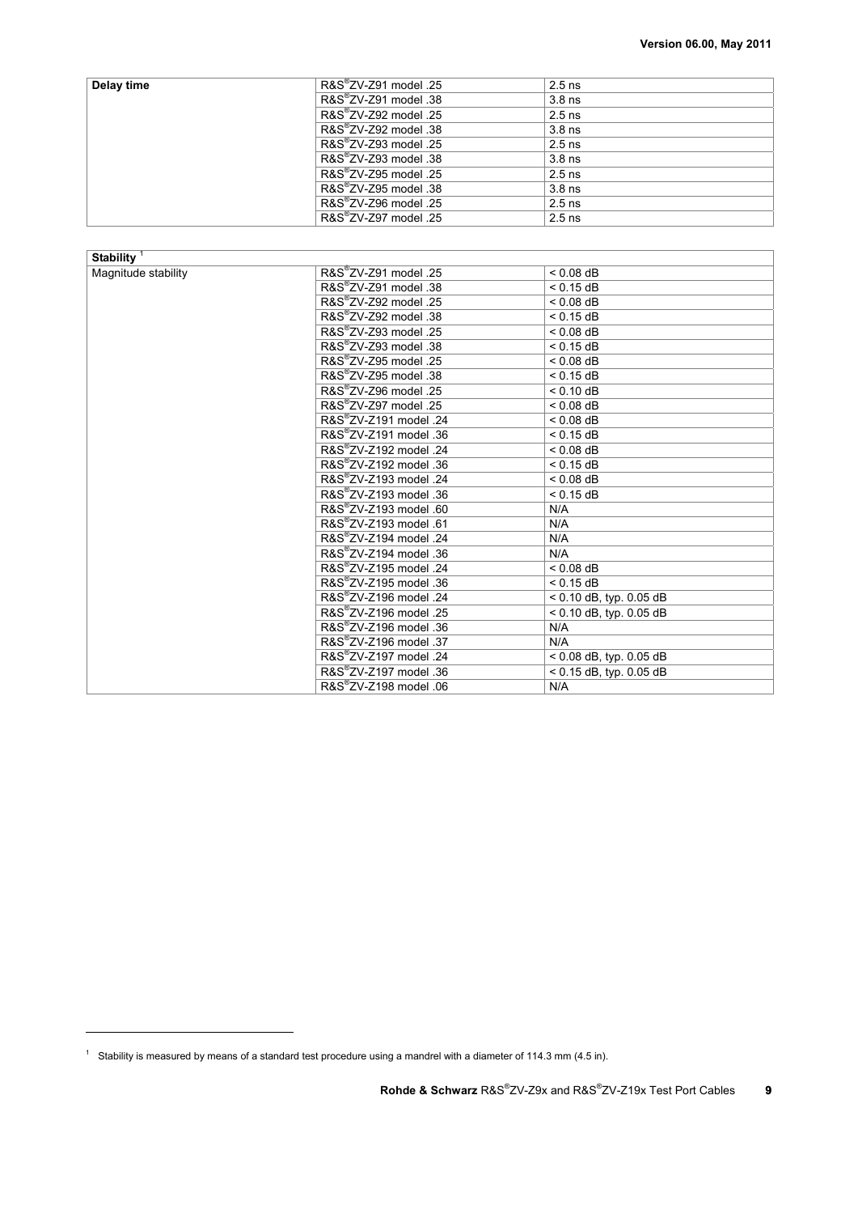| Delay time | R&S®ZV-Z91 model .25 | 2.5 ns |
|---|---|---|
| | R&S®ZV-Z91 model .38 | 3.8 ns |
| | R&S®ZV-Z92 model .25 | 2.5 ns |
| | R&S®ZV-Z92 model .38 | 3.8 ns |
| | R&S®ZV-Z93 model .25 | 2.5 ns |
| | R&S®ZV-Z93 model .38 | 3.8 ns |
| | R&S®ZV-Z95 model .25 | 2.5 ns |
| | R&S®ZV-Z95 model .38 | 3.8 ns |
| | R&S®ZV-Z96 model .25 | 2.5 ns |
| | R&S®ZV-Z97 model .25 | 2.5 ns |

| Stability [1] | | |
|---|---|---|
| Magnitude stability | R&S®ZV-Z91 model .25 | < 0.08 dB |
| | R&S®ZV-Z91 model .38 | < 0.15 dB |
| | R&S®ZV-Z92 model .25 | < 0.08 dB |
| | R&S®ZV-Z92 model .38 | < 0.15 dB |
| | R&S®ZV-Z93 model .25 | < 0.08 dB |
| | R&S®ZV-Z93 model .38 | < 0.15 dB |
| | R&S®ZV-Z95 model .25 | < 0.08 dB |
| | R&S®ZV-Z95 model .38 | < 0.15 dB |
| | R&S®ZV-Z96 model .25 | < 0.10 dB |
| | R&S®ZV-Z97 model .25 | < 0.08 dB |
| | R&S®ZV-Z191 model .24 | < 0.08 dB |
| | R&S®ZV-Z191 model .36 | < 0.15 dB |
| | R&S®ZV-Z192 model .24 | < 0.08 dB |
| | R&S®ZV-Z192 model .36 | < 0.15 dB |
| | R&S®ZV-Z193 model .24 | < 0.08 dB |
| | R&S®ZV-Z193 model .36 | < 0.15 dB |
| | R&S®ZV-Z193 model .60 | N/A |
| | R&S®ZV-Z193 model .61 | N/A |
| | R&S®ZV-Z194 model .24 | N/A |
| | R&S®ZV-Z194 model .36 | N/A |
| | R&S®ZV-Z195 model .24 | < 0.08 dB |
| | R&S®ZV-Z195 model .36 | < 0.15 dB |
| | R&S®ZV-Z196 model .24 | < 0.10 dB, typ. 0.05 dB |
| | R&S®ZV-Z196 model .25 | < 0.10 dB, typ. 0.05 dB |
| | R&S®ZV-Z196 model .36 | N/A |
| | R&S®ZV-Z196 model .37 | N/A |
| | R&S®ZV-Z197 model .24 | < 0.08 dB, typ. 0.05 dB |
| | R&S®ZV-Z197 model .36 | < 0.15 dB, typ. 0.05 dB |
| | R&S®ZV-Z198 model .06 | N/A |

[1] Stability is measured by means of a standard test procedure using a mandrel with a diameter of 114.3 mm (4.5 in).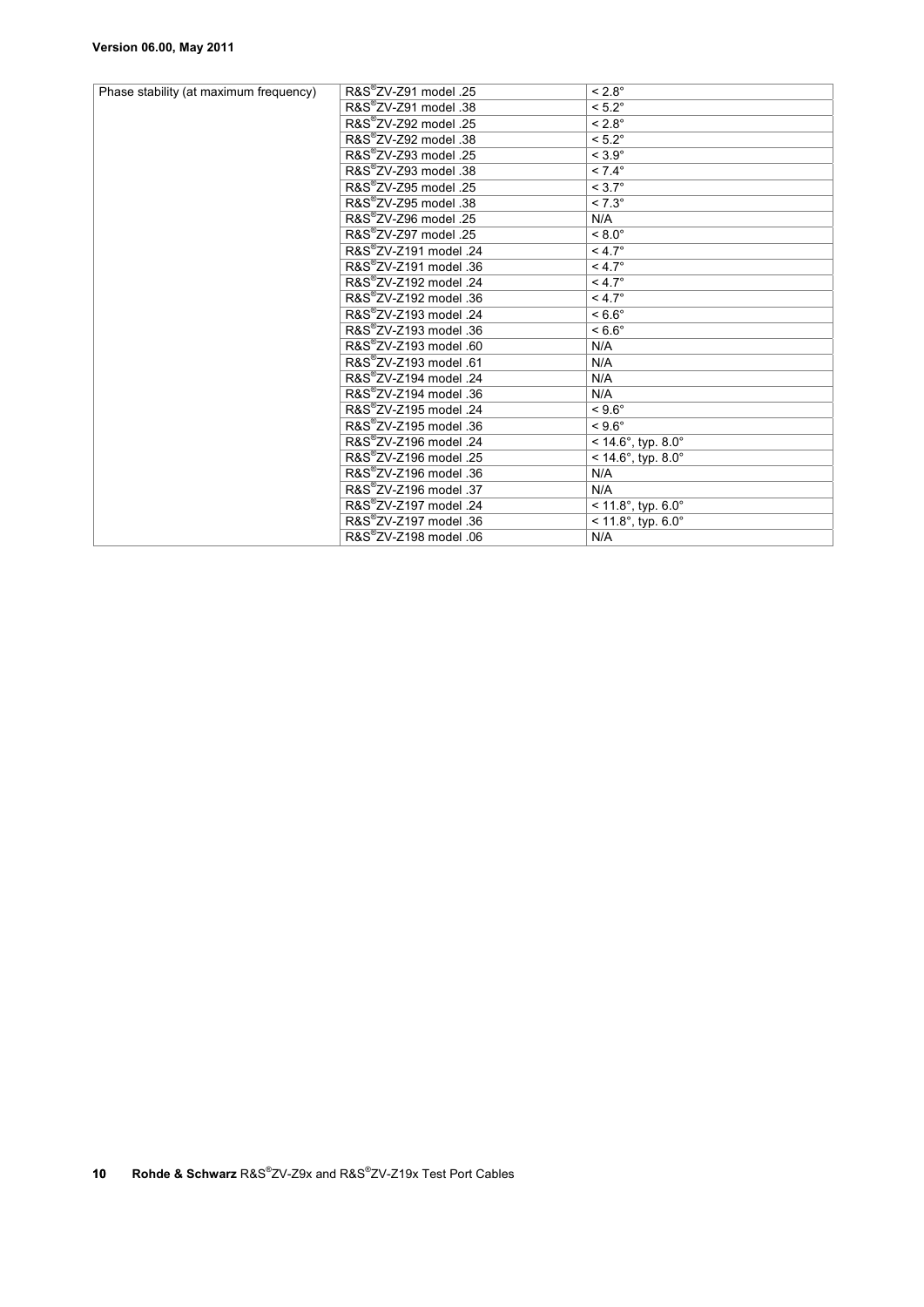| Phase stability (at maximum frequency) | R&S®ZV-Z91 model .25 | < 2.8° |
|---|---|---|
| | R&S®ZV-Z91 model .38 | < 5.2° |
| | R&S®ZV-Z92 model .25 | < 2.8° |
| | R&S®ZV-Z92 model .38 | < 5.2° |
| | R&S®ZV-Z93 model .25 | < 3.9° |
| | R&S®ZV-Z93 model .38 | < 7.4° |
| | R&S®ZV-Z95 model .25 | < 3.7° |
| | R&S®ZV-Z95 model .38 | < 7.3° |
| | R&S®ZV-Z96 model .25 | N/A |
| | R&S®ZV-Z97 model .25 | < 8.0° |
| | R&S®ZV-Z191 model .24 | < 4.7° |
| | R&S®ZV-Z191 model .36 | < 4.7° |
| | R&S®ZV-Z192 model .24 | < 4.7° |
| | R&S®ZV-Z192 model .36 | < 4.7° |
| | R&S®ZV-Z193 model .24 | < 6.6° |
| | R&S®ZV-Z193 model .36 | < 6.6° |
| | R&S®ZV-Z193 model .60 | N/A |
| | R&S®ZV-Z193 model .61 | N/A |
| | R&S®ZV-Z194 model .24 | N/A |
| | R&S®ZV-Z194 model .36 | N/A |
| | R&S®ZV-Z195 model .24 | < 9.6° |
| | R&S®ZV-Z195 model .36 | < 9.6° |
| | R&S®ZV-Z196 model .24 | < 14.6°, typ. 8.0° |
| | R&S®ZV-Z196 model .25 | < 14.6°, typ. 8.0° |
| | R&S®ZV-Z196 model .36 | N/A |
| | R&S®ZV-Z196 model .37 | N/A |
| | R&S®ZV-Z197 model .24 | < 11.8°, typ. 6.0° |
| | R&S®ZV-Z197 model .36 | < 11.8°, typ. 6.0° |
| | R&S®ZV-Z198 model .06 | N/A |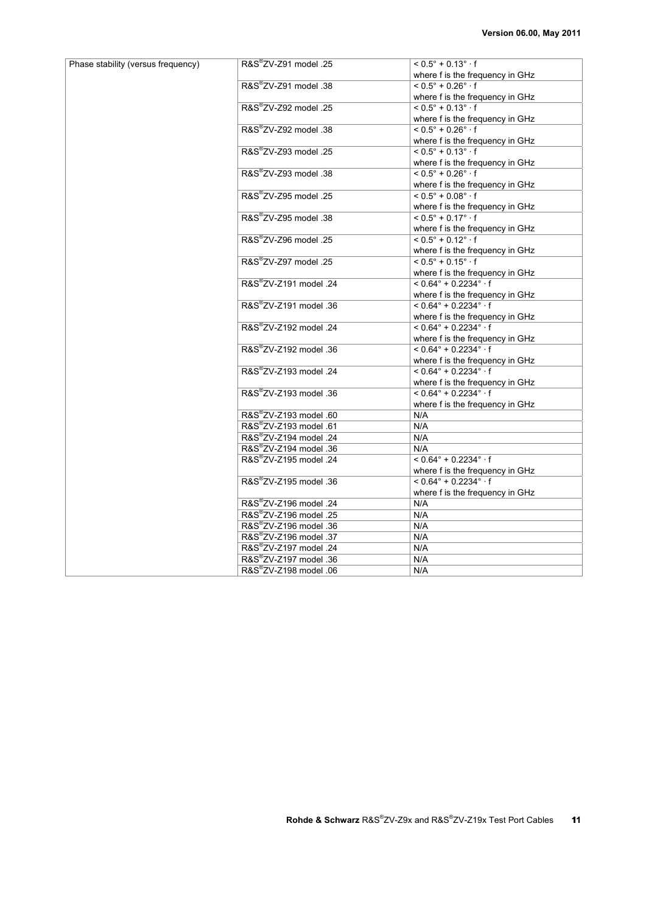| | | |
|---|---|---|
| Phase stability (versus frequency) | R&S®ZV-Z91 model .25 | < 0.5° + 0.13° · f<br>where f is the frequency in GHz |
| | R&S®ZV-Z91 model .38 | < 0.5° + 0.26° · f<br>where f is the frequency in GHz |
| | R&S®ZV-Z92 model .25 | < 0.5° + 0.13° · f<br>where f is the frequency in GHz |
| | R&S®ZV-Z92 model .38 | < 0.5° + 0.26° · f<br>where f is the frequency in GHz |
| | R&S®ZV-Z93 model .25 | < 0.5° + 0.13° · f<br>where f is the frequency in GHz |
| | R&S®ZV-Z93 model .38 | < 0.5° + 0.26° · f<br>where f is the frequency in GHz |
| | R&S®ZV-Z95 model .25 | < 0.5° + 0.08° · f<br>where f is the frequency in GHz |
| | R&S®ZV-Z95 model .38 | < 0.5° + 0.17° · f<br>where f is the frequency in GHz |
| | R&S®ZV-Z96 model .25 | < 0.5° + 0.12° · f<br>where f is the frequency in GHz |
| | R&S®ZV-Z97 model .25 | < 0.5° + 0.15° · f<br>where f is the frequency in GHz |
| | R&S®ZV-Z191 model .24 | < 0.64° + 0.2234° · f<br>where f is the frequency in GHz |
| | R&S®ZV-Z191 model .36 | < 0.64° + 0.2234° · f<br>where f is the frequency in GHz |
| | R&S®ZV-Z192 model .24 | < 0.64° + 0.2234° · f<br>where f is the frequency in GHz |
| | R&S®ZV-Z192 model .36 | < 0.64° + 0.2234° · f<br>where f is the frequency in GHz |
| | R&S®ZV-Z193 model .24 | < 0.64° + 0.2234° · f<br>where f is the frequency in GHz |
| | R&S®ZV-Z193 model .36 | < 0.64° + 0.2234° · f<br>where f is the frequency in GHz |
| | R&S®ZV-Z193 model .60 | N/A |
| | R&S®ZV-Z193 model .61 | N/A |
| | R&S®ZV-Z194 model .24 | N/A |
| | R&S®ZV-Z194 model .36 | N/A |
| | R&S®ZV-Z195 model .24 | < 0.64° + 0.2234° · f<br>where f is the frequency in GHz |
| | R&S®ZV-Z195 model .36 | < 0.64° + 0.2234° · f<br>where f is the frequency in GHz |
| | R&S®ZV-Z196 model .24 | N/A |
| | R&S®ZV-Z196 model .25 | N/A |
| | R&S®ZV-Z196 model .36 | N/A |
| | R&S®ZV-Z196 model .37 | N/A |
| | R&S®ZV-Z197 model .24 | N/A |
| | R&S®ZV-Z197 model .36 | N/A |
| | R&S®ZV-Z198 model .06 | N/A |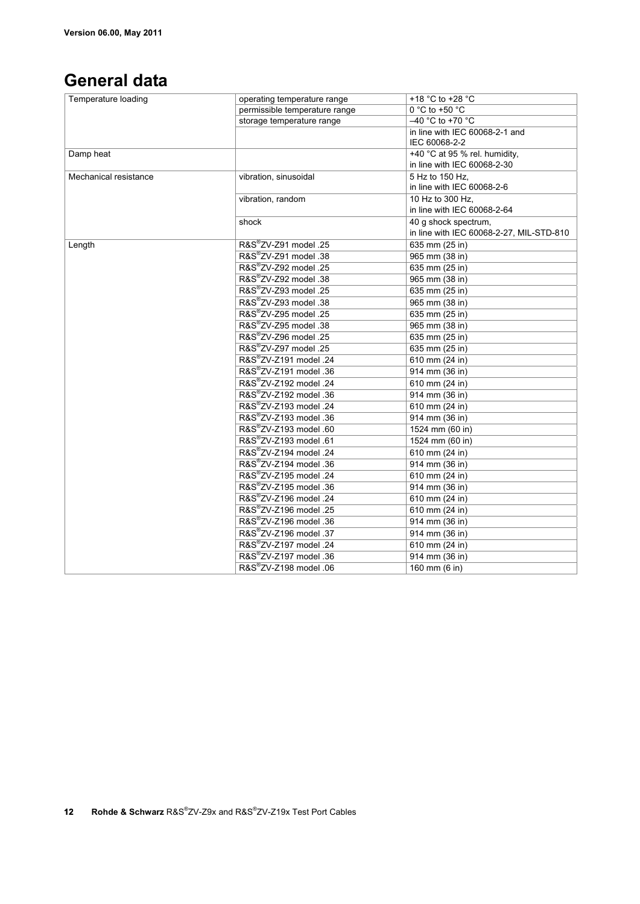Version 06.00, May 2011

# General data

| | | |
|---|---|---|
| Temperature loading | operating temperature range | +18 °C to +28 °C |
| | permissible temperature range | 0 °C to +50 °C |
| | storage temperature range | –40 °C to +70 °C |
| | | in line with IEC 60068-2-1 and IEC 60068-2-2 |
| Damp heat | | +40 °C at 95 % rel. humidity, in line with IEC 60068-2-30 |
| Mechanical resistance | vibration, sinusoidal | 5 Hz to 150 Hz, in line with IEC 60068-2-6 |
| | vibration, random | 10 Hz to 300 Hz, in line with IEC 60068-2-64 |
| | shock | 40 g shock spectrum, in line with IEC 60068-2-27, MIL-STD-810 |
| Length | R&S®ZV-Z91 model .25 | 635 mm (25 in) |
| | R&S®ZV-Z91 model .38 | 965 mm (38 in) |
| | R&S®ZV-Z92 model .25 | 635 mm (25 in) |
| | R&S®ZV-Z92 model .38 | 965 mm (38 in) |
| | R&S®ZV-Z93 model .25 | 635 mm (25 in) |
| | R&S®ZV-Z93 model .38 | 965 mm (38 in) |
| | R&S®ZV-Z95 model .25 | 635 mm (25 in) |
| | R&S®ZV-Z95 model .38 | 965 mm (38 in) |
| | R&S®ZV-Z96 model .25 | 635 mm (25 in) |
| | R&S®ZV-Z97 model .25 | 635 mm (25 in) |
| | R&S®ZV-Z191 model .24 | 610 mm (24 in) |
| | R&S®ZV-Z191 model .36 | 914 mm (36 in) |
| | R&S®ZV-Z192 model .24 | 610 mm (24 in) |
| | R&S®ZV-Z192 model .36 | 914 mm (36 in) |
| | R&S®ZV-Z193 model .24 | 610 mm (24 in) |
| | R&S®ZV-Z193 model .36 | 914 mm (36 in) |
| | R&S®ZV-Z193 model .60 | 1524 mm (60 in) |
| | R&S®ZV-Z193 model .61 | 1524 mm (60 in) |
| | R&S®ZV-Z194 model .24 | 610 mm (24 in) |
| | R&S®ZV-Z194 model .36 | 914 mm (36 in) |
| | R&S®ZV-Z195 model .24 | 610 mm (24 in) |
| | R&S®ZV-Z195 model .36 | 914 mm (36 in) |
| | R&S®ZV-Z196 model .24 | 610 mm (24 in) |
| | R&S®ZV-Z196 model .25 | 610 mm (24 in) |
| | R&S®ZV-Z196 model .36 | 914 mm (36 in) |
| | R&S®ZV-Z196 model .37 | 914 mm (36 in) |
| | R&S®ZV-Z197 model .24 | 610 mm (24 in) |
| | R&S®ZV-Z197 model .36 | 914 mm (36 in) |
| | R&S®ZV-Z198 model .06 | 160 mm (6 in) |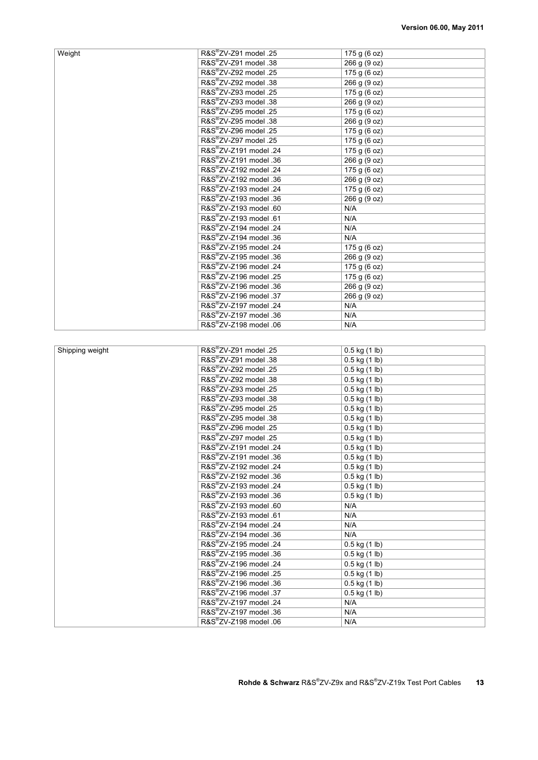| Weight | R&S®ZV-Z91 model .25 | 175 g (6 oz) |
|---|---|---|
| | R&S®ZV-Z91 model .38 | 266 g (9 oz) |
| | R&S®ZV-Z92 model .25 | 175 g (6 oz) |
| | R&S®ZV-Z92 model .38 | 266 g (9 oz) |
| | R&S®ZV-Z93 model .25 | 175 g (6 oz) |
| | R&S®ZV-Z93 model .38 | 266 g (9 oz) |
| | R&S®ZV-Z95 model .25 | 175 g (6 oz) |
| | R&S®ZV-Z95 model .38 | 266 g (9 oz) |
| | R&S®ZV-Z96 model .25 | 175 g (6 oz) |
| | R&S®ZV-Z97 model .25 | 175 g (6 oz) |
| | R&S®ZV-Z191 model .24 | 175 g (6 oz) |
| | R&S®ZV-Z191 model .36 | 266 g (9 oz) |
| | R&S®ZV-Z192 model .24 | 175 g (6 oz) |
| | R&S®ZV-Z192 model .36 | 266 g (9 oz) |
| | R&S®ZV-Z193 model .24 | 175 g (6 oz) |
| | R&S®ZV-Z193 model .36 | 266 g (9 oz) |
| | R&S®ZV-Z193 model .60 | N/A |
| | R&S®ZV-Z193 model .61 | N/A |
| | R&S®ZV-Z194 model .24 | N/A |
| | R&S®ZV-Z194 model .36 | N/A |
| | R&S®ZV-Z195 model .24 | 175 g (6 oz) |
| | R&S®ZV-Z195 model .36 | 266 g (9 oz) |
| | R&S®ZV-Z196 model .24 | 175 g (6 oz) |
| | R&S®ZV-Z196 model .25 | 175 g (6 oz) |
| | R&S®ZV-Z196 model .36 | 266 g (9 oz) |
| | R&S®ZV-Z196 model .37 | 266 g (9 oz) |
| | R&S®ZV-Z197 model .24 | N/A |
| | R&S®ZV-Z197 model .36 | N/A |
| | R&S®ZV-Z198 model .06 | N/A |

| Shipping weight | R&S®ZV-Z91 model .25 | 0.5 kg (1 lb) |
|---|---|---|
| | R&S®ZV-Z91 model .38 | 0.5 kg (1 lb) |
| | R&S®ZV-Z92 model .25 | 0.5 kg (1 lb) |
| | R&S®ZV-Z92 model .38 | 0.5 kg (1 lb) |
| | R&S®ZV-Z93 model .25 | 0.5 kg (1 lb) |
| | R&S®ZV-Z93 model .38 | 0.5 kg (1 lb) |
| | R&S®ZV-Z95 model .25 | 0.5 kg (1 lb) |
| | R&S®ZV-Z95 model .38 | 0.5 kg (1 lb) |
| | R&S®ZV-Z96 model .25 | 0.5 kg (1 lb) |
| | R&S®ZV-Z97 model .25 | 0.5 kg (1 lb) |
| | R&S®ZV-Z191 model .24 | 0.5 kg (1 lb) |
| | R&S®ZV-Z191 model .36 | 0.5 kg (1 lb) |
| | R&S®ZV-Z192 model .24 | 0.5 kg (1 lb) |
| | R&S®ZV-Z192 model .36 | 0.5 kg (1 lb) |
| | R&S®ZV-Z193 model .24 | 0.5 kg (1 lb) |
| | R&S®ZV-Z193 model .36 | 0.5 kg (1 lb) |
| | R&S®ZV-Z193 model .60 | N/A |
| | R&S®ZV-Z193 model .61 | N/A |
| | R&S®ZV-Z194 model .24 | N/A |
| | R&S®ZV-Z194 model .36 | N/A |
| | R&S®ZV-Z195 model .24 | 0.5 kg (1 lb) |
| | R&S®ZV-Z195 model .36 | 0.5 kg (1 lb) |
| | R&S®ZV-Z196 model .24 | 0.5 kg (1 lb) |
| | R&S®ZV-Z196 model .25 | 0.5 kg (1 lb) |
| | R&S®ZV-Z196 model .36 | 0.5 kg (1 lb) |
| | R&S®ZV-Z196 model .37 | 0.5 kg (1 lb) |
| | R&S®ZV-Z197 model .24 | N/A |
| | R&S®ZV-Z197 model .36 | N/A |
| | R&S®ZV-Z198 model .06 | N/A |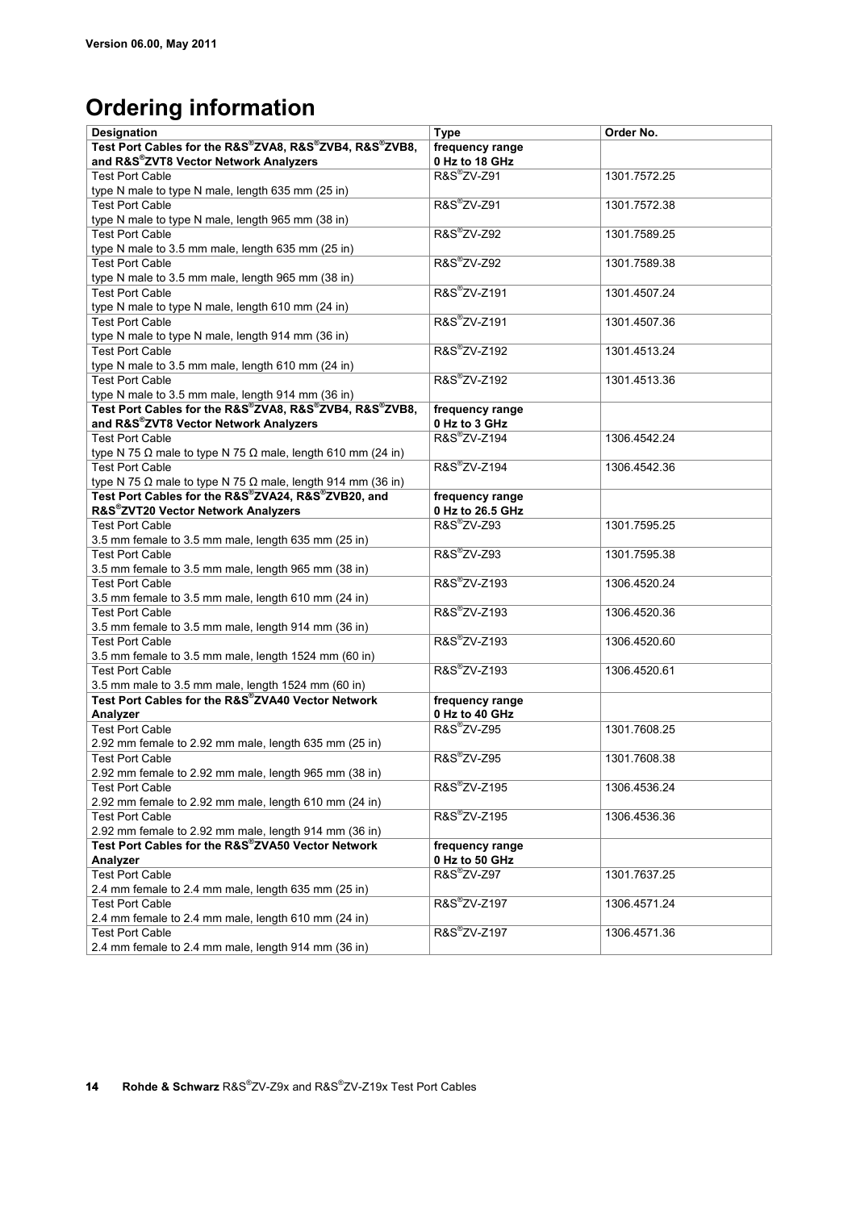Version 06.00, May 2011

# Ordering information

| Designation | Type | Order No. |
|---|---|---|
| **Test Port Cables for the R&S®ZVA8, R&S®ZVB4, R&S®ZVB8, and R&S®ZVT8 Vector Network Analyzers** | **frequency range 0 Hz to 18 GHz** | |
| Test Port Cable type N male to type N male, length 635 mm (25 in) | R&S®ZV-Z91 | 1301.7572.25 |
| Test Port Cable type N male to type N male, length 965 mm (38 in) | R&S®ZV-Z91 | 1301.7572.38 |
| Test Port Cable type N male to 3.5 mm male, length 635 mm (25 in) | R&S®ZV-Z92 | 1301.7589.25 |
| Test Port Cable type N male to 3.5 mm male, length 965 mm (38 in) | R&S®ZV-Z92 | 1301.7589.38 |
| Test Port Cable type N male to type N male, length 610 mm (24 in) | R&S®ZV-Z191 | 1301.4507.24 |
| Test Port Cable type N male to type N male, length 914 mm (36 in) | R&S®ZV-Z191 | 1301.4507.36 |
| Test Port Cable type N male to 3.5 mm male, length 610 mm (24 in) | R&S®ZV-Z192 | 1301.4513.24 |
| Test Port Cable type N male to 3.5 mm male, length 914 mm (36 in) | R&S®ZV-Z192 | 1301.4513.36 |
| **Test Port Cables for the R&S®ZVA8, R&S®ZVB4, R&S®ZVB8, and R&S®ZVT8 Vector Network Analyzers** | **frequency range 0 Hz to 3 GHz** | |
| Test Port Cable type N 75 Ω male to type N 75 Ω male, length 610 mm (24 in) | R&S®ZV-Z194 | 1306.4542.24 |
| Test Port Cable type N 75 Ω male to type N 75 Ω male, length 914 mm (36 in) | R&S®ZV-Z194 | 1306.4542.36 |
| **Test Port Cables for the R&S®ZVA24, R&S®ZVB20, and R&S®ZVT20 Vector Network Analyzers** | **frequency range 0 Hz to 26.5 GHz** | |
| Test Port Cable 3.5 mm female to 3.5 mm male, length 635 mm (25 in) | R&S®ZV-Z93 | 1301.7595.25 |
| Test Port Cable 3.5 mm female to 3.5 mm male, length 965 mm (38 in) | R&S®ZV-Z93 | 1301.7595.38 |
| Test Port Cable 3.5 mm female to 3.5 mm male, length 610 mm (24 in) | R&S®ZV-Z193 | 1306.4520.24 |
| Test Port Cable 3.5 mm female to 3.5 mm male, length 914 mm (36 in) | R&S®ZV-Z193 | 1306.4520.36 |
| Test Port Cable 3.5 mm female to 3.5 mm male, length 1524 mm (60 in) | R&S®ZV-Z193 | 1306.4520.60 |
| Test Port Cable 3.5 mm male to 3.5 mm male, length 1524 mm (60 in) | R&S®ZV-Z193 | 1306.4520.61 |
| **Test Port Cables for the R&S®ZVA40 Vector Network Analyzer** | **frequency range 0 Hz to 40 GHz** | |
| Test Port Cable 2.92 mm female to 2.92 mm male, length 635 mm (25 in) | R&S®ZV-Z95 | 1301.7608.25 |
| Test Port Cable 2.92 mm female to 2.92 mm male, length 965 mm (38 in) | R&S®ZV-Z95 | 1301.7608.38 |
| Test Port Cable 2.92 mm female to 2.92 mm male, length 610 mm (24 in) | R&S®ZV-Z195 | 1306.4536.24 |
| Test Port Cable 2.92 mm female to 2.92 mm male, length 914 mm (36 in) | R&S®ZV-Z195 | 1306.4536.36 |
| **Test Port Cables for the R&S®ZVA50 Vector Network Analyzer** | **frequency range 0 Hz to 50 GHz** | |
| Test Port Cable 2.4 mm female to 2.4 mm male, length 635 mm (25 in) | R&S®ZV-Z97 | 1301.7637.25 |
| Test Port Cable 2.4 mm female to 2.4 mm male, length 610 mm (24 in) | R&S®ZV-Z197 | 1306.4571.24 |
| Test Port Cable 2.4 mm female to 2.4 mm male, length 914 mm (36 in) | R&S®ZV-Z197 | 1306.4571.36 |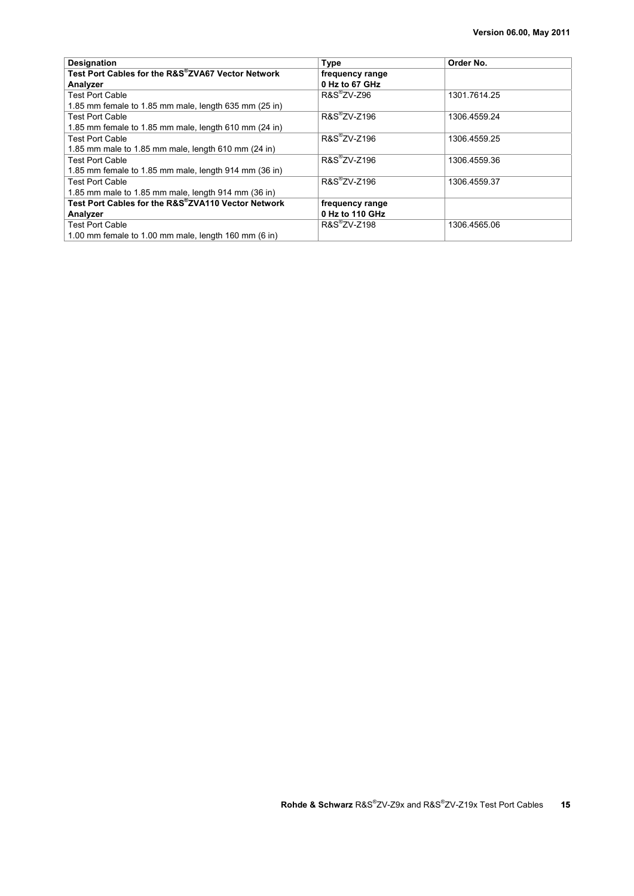| Designation | Type | Order No. |
|---|---|---|
| **Test Port Cables for the R&S®ZVA67 Vector Network Analyzer** | **frequency range 0 Hz to 67 GHz** | |
| Test Port Cable<br>1.85 mm female to 1.85 mm male, length 635 mm (25 in) | R&S®ZV-Z96 | 1301.7614.25 |
| Test Port Cable<br>1.85 mm female to 1.85 mm male, length 610 mm (24 in) | R&S®ZV-Z196 | 1306.4559.24 |
| Test Port Cable<br>1.85 mm male to 1.85 mm male, length 610 mm (24 in) | R&S®ZV-Z196 | 1306.4559.25 |
| Test Port Cable<br>1.85 mm female to 1.85 mm male, length 914 mm (36 in) | R&S®ZV-Z196 | 1306.4559.36 |
| Test Port Cable<br>1.85 mm male to 1.85 mm male, length 914 mm (36 in) | R&S®ZV-Z196 | 1306.4559.37 |
| **Test Port Cables for the R&S®ZVA110 Vector Network Analyzer** | **frequency range 0 Hz to 110 GHz** | |
| Test Port Cable<br>1.00 mm female to 1.00 mm male, length 160 mm (6 in) | R&S®ZV-Z198 | 1306.4565.06 |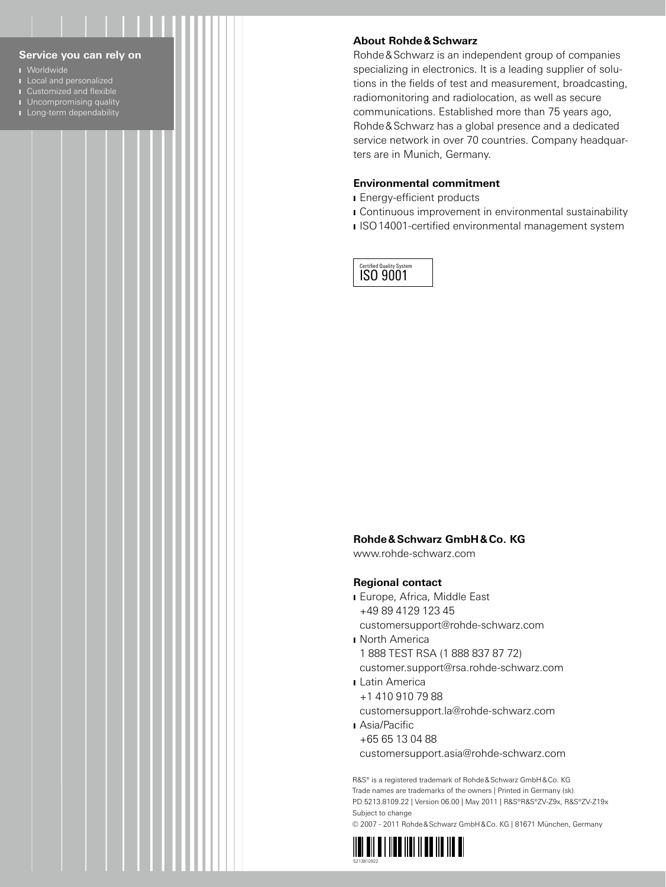**Service you can rely on**

- Worldwide
- Local and personalized
- Customized and flexible
- Uncompromising quality
- Long-term dependability

**About Rohde & Schwarz**

Rohde & Schwarz is an independent group of companies specializing in electronics. It is a leading supplier of solutions in the fields of test and measurement, broadcasting, radiomonitoring and radiolocation, as well as secure communications. Established more than 75 years ago, Rohde & Schwarz has a global presence and a dedicated service network in over 70 countries. Company headquarters are in Munich, Germany.

**Environmental commitment**

- Energy-efficient products
- Continuous improvement in environmental sustainability
- ISO 14001-certified environmental management system

Certified Quality System
ISO 9001

**Rohde & Schwarz GmbH & Co. KG**

www.rohde-schwarz.com

**Regional contact**

- Europe, Africa, Middle East
  +49 89 4129 123 45
  customersupport@rohde-schwarz.com
- North America
  1 888 TEST RSA (1 888 837 87 72)
  customer.support@rsa.rohde-schwarz.com
- Latin America
  +1 410 910 79 88
  customersupport.la@rohde-schwarz.com
- Asia/Pacific
  +65 65 13 04 88
  customersupport.asia@rohde-schwarz.com

R&S® is a registered trademark of Rohde & Schwarz GmbH & Co. KG
Trade names are trademarks of the owners | Printed in Germany (sk)
PD 5213.8109.22 | Version 06.00 | May 2011 | R&S®R&S®ZV-Z9x, R&S®ZV-Z19x
Subject to change
© 2007 - 2011 Rohde & Schwarz GmbH & Co. KG | 81671 München, Germany

5213810922